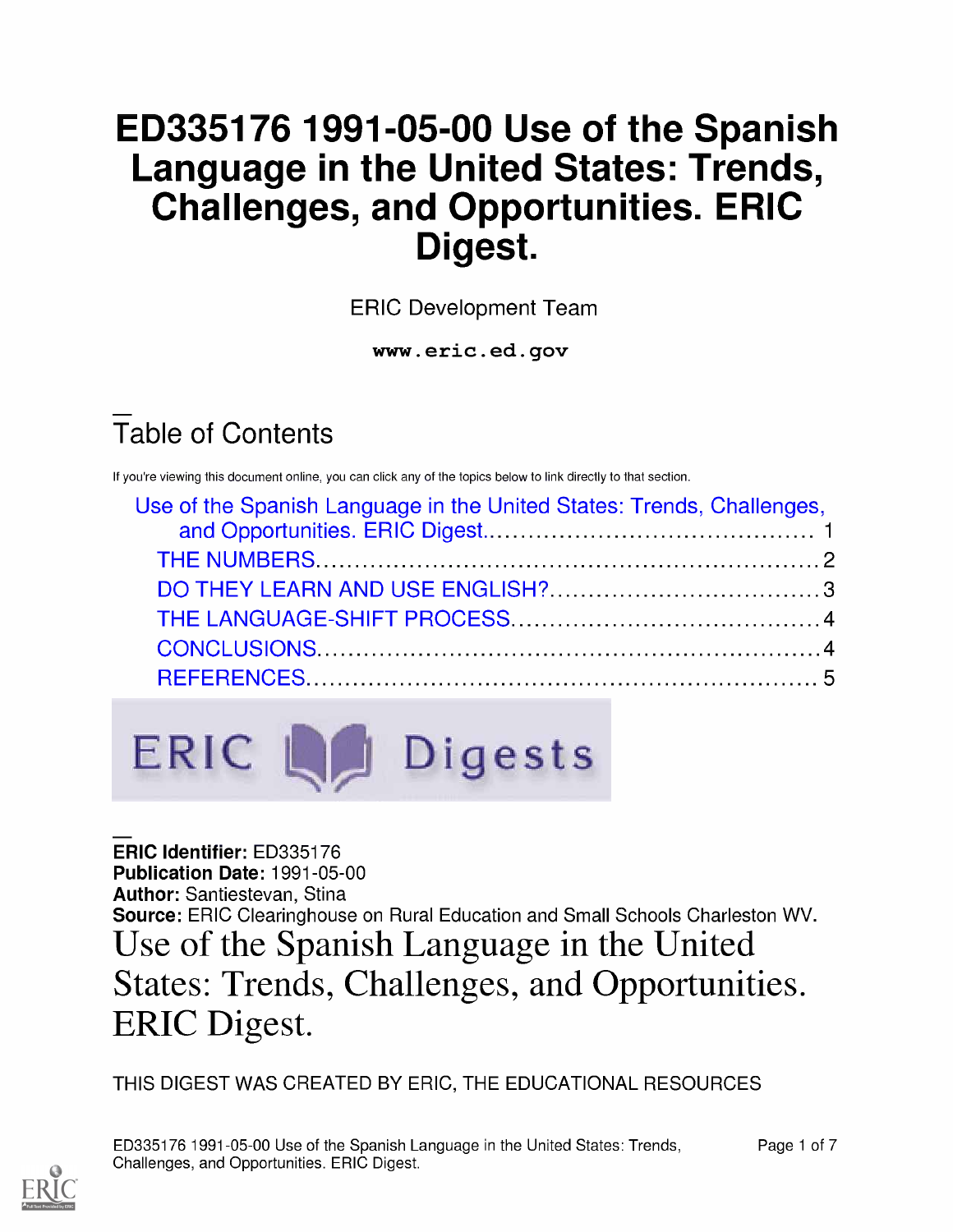# ED335176 1991-05-00 Use of the Spanish Language in the United States: Trends, Challenges, and Opportunities. ERIC Digest.

ERIC Development Team

**www.eric.ed.gov**

## Table of Contents

If you're viewing this document online, you can click any of the topics below to link directly to that section.

- Use of the Spanish Language in the United States: Trends, Challenges, and Opportunities. ERIC Digest.......... 1
  - THE NUMBERS.......... 2
  - DO THEY LEARN AND USE ENGLISH?.......... 3
  - THE LANGUAGE-SHIFT PROCESS.......... 4
  - CONCLUSIONS.......... 4
  - REFERENCES.......... 5

ERIC Digests

**ERIC Identifier:** ED335176
**Publication Date:** 1991-05-00
**Author:** Santiestevan, Stina
**Source:** ERIC Clearinghouse on Rural Education and Small Schools Charleston WV.

# Use of the Spanish Language in the United States: Trends, Challenges, and Opportunities. ERIC Digest.

THIS DIGEST WAS CREATED BY ERIC, THE EDUCATIONAL RESOURCES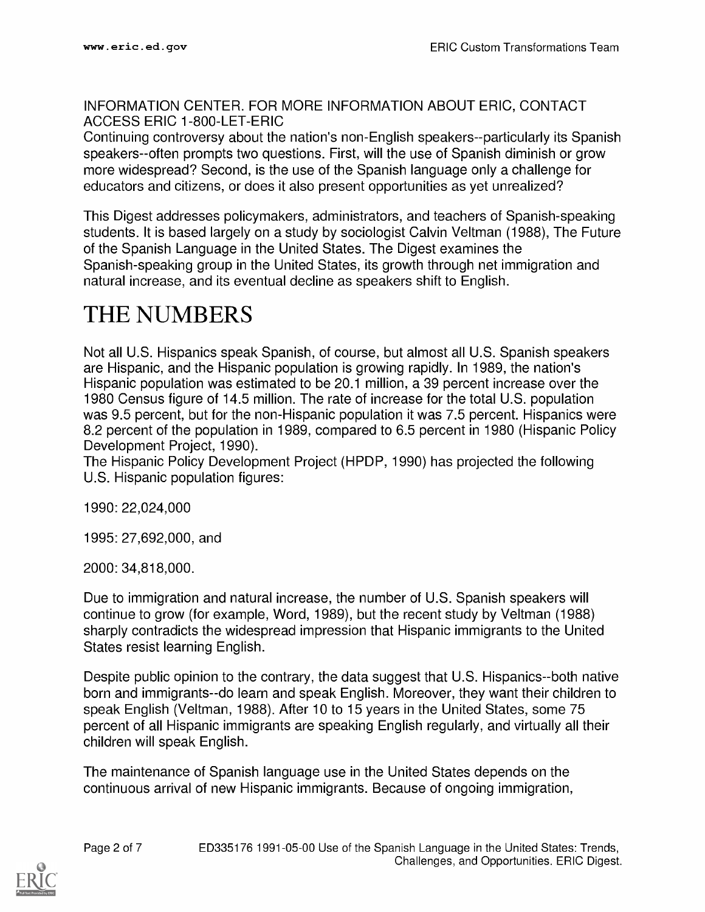INFORMATION CENTER. FOR MORE INFORMATION ABOUT ERIC, CONTACT ACCESS ERIC 1-800-LET-ERIC

Continuing controversy about the nation's non-English speakers--particularly its Spanish speakers--often prompts two questions. First, will the use of Spanish diminish or grow more widespread? Second, is the use of the Spanish language only a challenge for educators and citizens, or does it also present opportunities as yet unrealized?

This Digest addresses policymakers, administrators, and teachers of Spanish-speaking students. It is based largely on a study by sociologist Calvin Veltman (1988), The Future of the Spanish Language in the United States. The Digest examines the Spanish-speaking group in the United States, its growth through net immigration and natural increase, and its eventual decline as speakers shift to English.

# THE NUMBERS

Not all U.S. Hispanics speak Spanish, of course, but almost all U.S. Spanish speakers are Hispanic, and the Hispanic population is growing rapidly. In 1989, the nation's Hispanic population was estimated to be 20.1 million, a 39 percent increase over the 1980 Census figure of 14.5 million. The rate of increase for the total U.S. population was 9.5 percent, but for the non-Hispanic population it was 7.5 percent. Hispanics were 8.2 percent of the population in 1989, compared to 6.5 percent in 1980 (Hispanic Policy Development Project, 1990).

The Hispanic Policy Development Project (HPDP, 1990) has projected the following U.S. Hispanic population figures:

1990: 22,024,000

1995: 27,692,000, and

2000: 34,818,000.

Due to immigration and natural increase, the number of U.S. Spanish speakers will continue to grow (for example, Word, 1989), but the recent study by Veltman (1988) sharply contradicts the widespread impression that Hispanic immigrants to the United States resist learning English.

Despite public opinion to the contrary, the data suggest that U.S. Hispanics--both native born and immigrants--do learn and speak English. Moreover, they want their children to speak English (Veltman, 1988). After 10 to 15 years in the United States, some 75 percent of all Hispanic immigrants are speaking English regularly, and virtually all their children will speak English.

The maintenance of Spanish language use in the United States depends on the continuous arrival of new Hispanic immigrants. Because of ongoing immigration,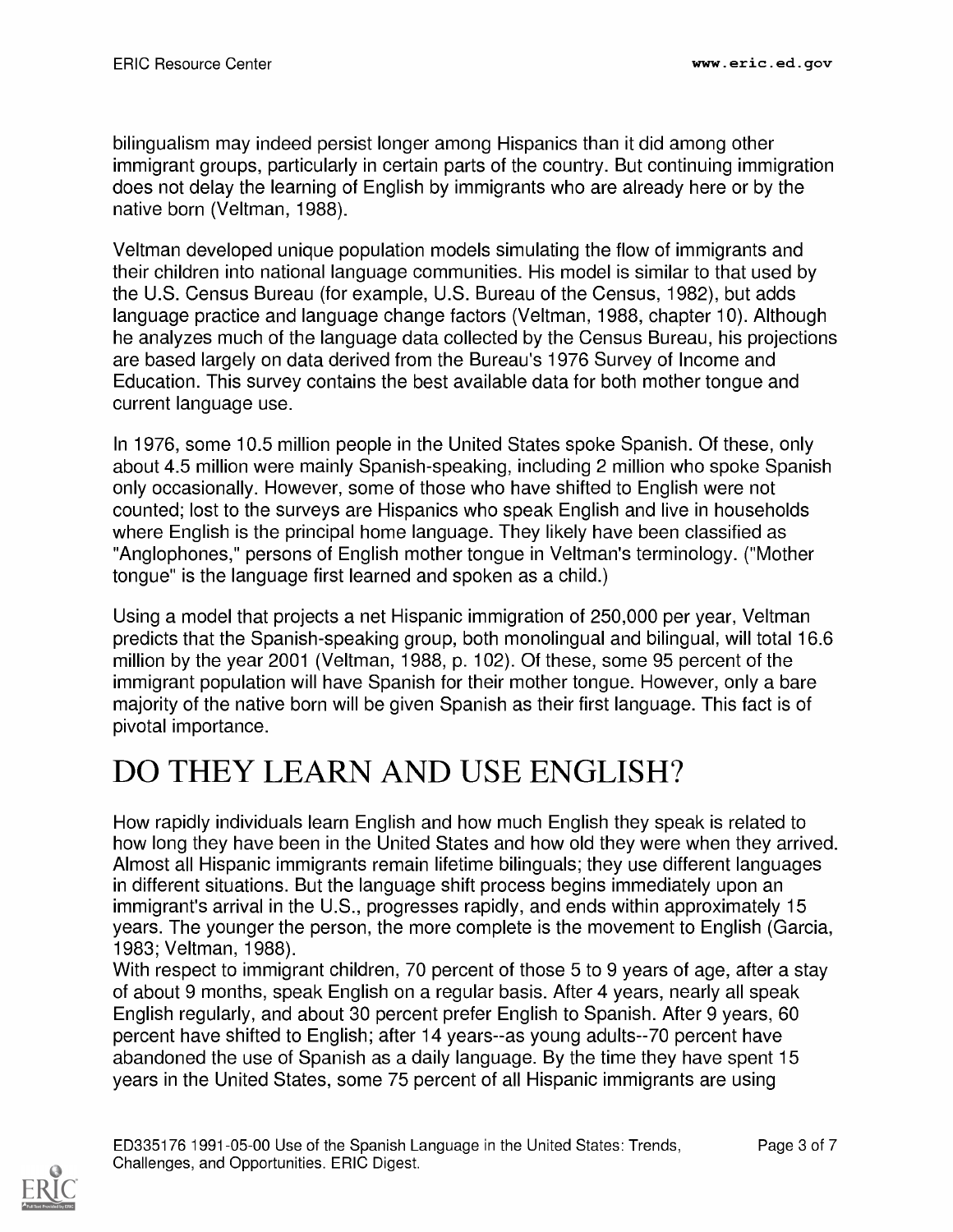bilingualism may indeed persist longer among Hispanics than it did among other immigrant groups, particularly in certain parts of the country. But continuing immigration does not delay the learning of English by immigrants who are already here or by the native born (Veltman, 1988).

Veltman developed unique population models simulating the flow of immigrants and their children into national language communities. His model is similar to that used by the U.S. Census Bureau (for example, U.S. Bureau of the Census, 1982), but adds language practice and language change factors (Veltman, 1988, chapter 10). Although he analyzes much of the language data collected by the Census Bureau, his projections are based largely on data derived from the Bureau's 1976 Survey of Income and Education. This survey contains the best available data for both mother tongue and current language use.

In 1976, some 10.5 million people in the United States spoke Spanish. Of these, only about 4.5 million were mainly Spanish-speaking, including 2 million who spoke Spanish only occasionally. However, some of those who have shifted to English were not counted; lost to the surveys are Hispanics who speak English and live in households where English is the principal home language. They likely have been classified as "Anglophones," persons of English mother tongue in Veltman's terminology. ("Mother tongue" is the language first learned and spoken as a child.)

Using a model that projects a net Hispanic immigration of 250,000 per year, Veltman predicts that the Spanish-speaking group, both monolingual and bilingual, will total 16.6 million by the year 2001 (Veltman, 1988, p. 102). Of these, some 95 percent of the immigrant population will have Spanish for their mother tongue. However, only a bare majority of the native born will be given Spanish as their first language. This fact is of pivotal importance.

# DO THEY LEARN AND USE ENGLISH?

How rapidly individuals learn English and how much English they speak is related to how long they have been in the United States and how old they were when they arrived. Almost all Hispanic immigrants remain lifetime bilinguals; they use different languages in different situations. But the language shift process begins immediately upon an immigrant's arrival in the U.S., progresses rapidly, and ends within approximately 15 years. The younger the person, the more complete is the movement to English (Garcia, 1983; Veltman, 1988).

With respect to immigrant children, 70 percent of those 5 to 9 years of age, after a stay of about 9 months, speak English on a regular basis. After 4 years, nearly all speak English regularly, and about 30 percent prefer English to Spanish. After 9 years, 60 percent have shifted to English; after 14 years--as young adults--70 percent have abandoned the use of Spanish as a daily language. By the time they have spent 15 years in the United States, some 75 percent of all Hispanic immigrants are using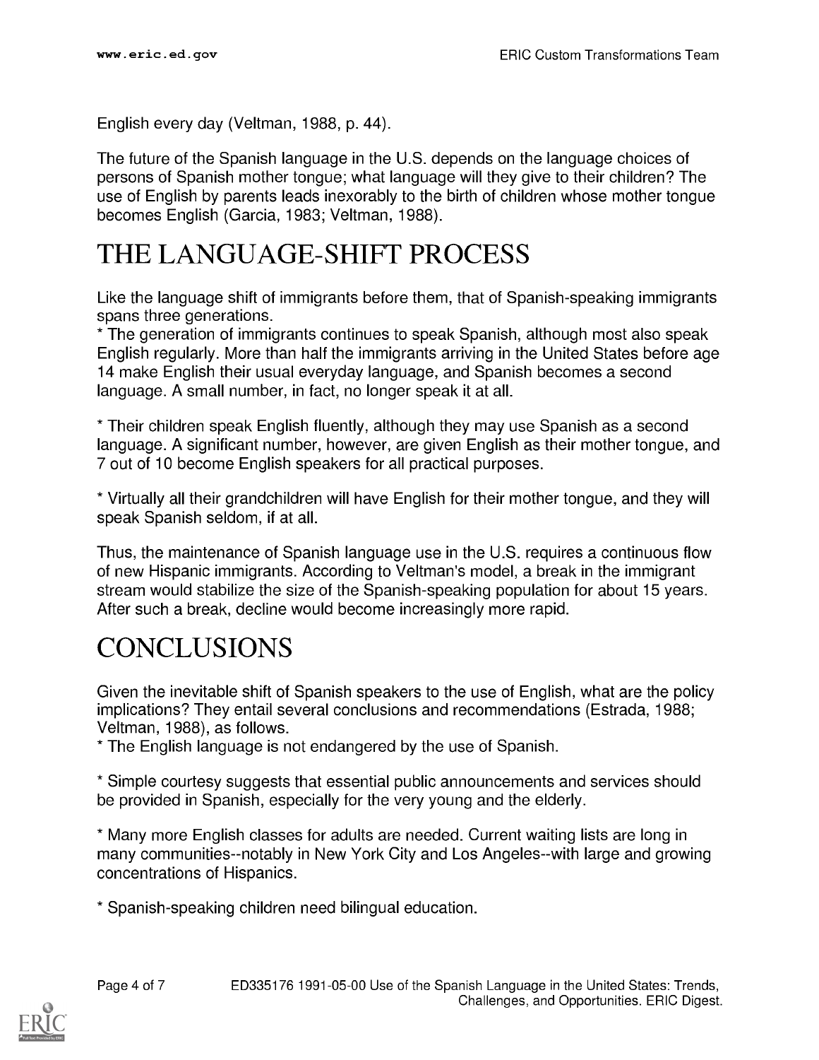English every day (Veltman, 1988, p. 44).

The future of the Spanish language in the U.S. depends on the language choices of persons of Spanish mother tongue; what language will they give to their children? The use of English by parents leads inexorably to the birth of children whose mother tongue becomes English (Garcia, 1983; Veltman, 1988).

# THE LANGUAGE-SHIFT PROCESS

Like the language shift of immigrants before them, that of Spanish-speaking immigrants spans three generations.

* The generation of immigrants continues to speak Spanish, although most also speak English regularly. More than half the immigrants arriving in the United States before age 14 make English their usual everyday language, and Spanish becomes a second language. A small number, in fact, no longer speak it at all.

* Their children speak English fluently, although they may use Spanish as a second language. A significant number, however, are given English as their mother tongue, and 7 out of 10 become English speakers for all practical purposes.

* Virtually all their grandchildren will have English for their mother tongue, and they will speak Spanish seldom, if at all.

Thus, the maintenance of Spanish language use in the U.S. requires a continuous flow of new Hispanic immigrants. According to Veltman's model, a break in the immigrant stream would stabilize the size of the Spanish-speaking population for about 15 years. After such a break, decline would become increasingly more rapid.

# CONCLUSIONS

Given the inevitable shift of Spanish speakers to the use of English, what are the policy implications? They entail several conclusions and recommendations (Estrada, 1988; Veltman, 1988), as follows.

* The English language is not endangered by the use of Spanish.

* Simple courtesy suggests that essential public announcements and services should be provided in Spanish, especially for the very young and the elderly.

* Many more English classes for adults are needed. Current waiting lists are long in many communities--notably in New York City and Los Angeles--with large and growing concentrations of Hispanics.

* Spanish-speaking children need bilingual education.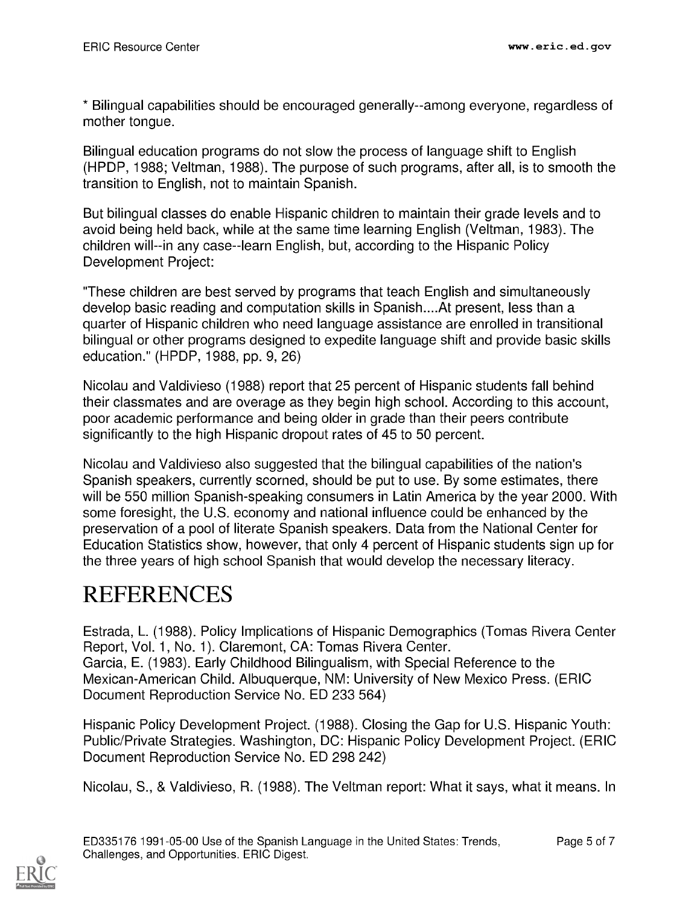* Bilingual capabilities should be encouraged generally--among everyone, regardless of mother tongue.

Bilingual education programs do not slow the process of language shift to English (HPDP, 1988; Veltman, 1988). The purpose of such programs, after all, is to smooth the transition to English, not to maintain Spanish.

But bilingual classes do enable Hispanic children to maintain their grade levels and to avoid being held back, while at the same time learning English (Veltman, 1983). The children will--in any case--learn English, but, according to the Hispanic Policy Development Project:

"These children are best served by programs that teach English and simultaneously develop basic reading and computation skills in Spanish....At present, less than a quarter of Hispanic children who need language assistance are enrolled in transitional bilingual or other programs designed to expedite language shift and provide basic skills education." (HPDP, 1988, pp. 9, 26)

Nicolau and Valdivieso (1988) report that 25 percent of Hispanic students fall behind their classmates and are overage as they begin high school. According to this account, poor academic performance and being older in grade than their peers contribute significantly to the high Hispanic dropout rates of 45 to 50 percent.

Nicolau and Valdivieso also suggested that the bilingual capabilities of the nation's Spanish speakers, currently scorned, should be put to use. By some estimates, there will be 550 million Spanish-speaking consumers in Latin America by the year 2000. With some foresight, the U.S. economy and national influence could be enhanced by the preservation of a pool of literate Spanish speakers. Data from the National Center for Education Statistics show, however, that only 4 percent of Hispanic students sign up for the three years of high school Spanish that would develop the necessary literacy.

# REFERENCES

Estrada, L. (1988). Policy Implications of Hispanic Demographics (Tomas Rivera Center Report, Vol. 1, No. 1). Claremont, CA: Tomas Rivera Center.
Garcia, E. (1983). Early Childhood Bilingualism, with Special Reference to the Mexican-American Child. Albuquerque, NM: University of New Mexico Press. (ERIC Document Reproduction Service No. ED 233 564)

Hispanic Policy Development Project. (1988). Closing the Gap for U.S. Hispanic Youth: Public/Private Strategies. Washington, DC: Hispanic Policy Development Project. (ERIC Document Reproduction Service No. ED 298 242)

Nicolau, S., & Valdivieso, R. (1988). The Veltman report: What it says, what it means. In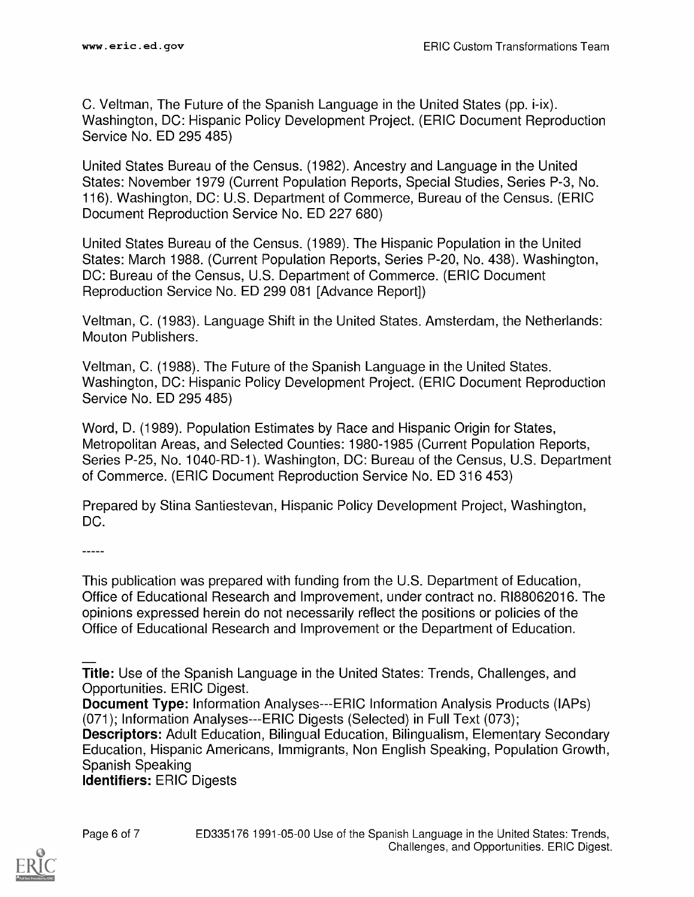C. Veltman, The Future of the Spanish Language in the United States (pp. i-ix). Washington, DC: Hispanic Policy Development Project. (ERIC Document Reproduction Service No. ED 295 485)

United States Bureau of the Census. (1982). Ancestry and Language in the United States: November 1979 (Current Population Reports, Special Studies, Series P-3, No. 116). Washington, DC: U.S. Department of Commerce, Bureau of the Census. (ERIC Document Reproduction Service No. ED 227 680)

United States Bureau of the Census. (1989). The Hispanic Population in the United States: March 1988. (Current Population Reports, Series P-20, No. 438). Washington, DC: Bureau of the Census, U.S. Department of Commerce. (ERIC Document Reproduction Service No. ED 299 081 [Advance Report])

Veltman, C. (1983). Language Shift in the United States. Amsterdam, the Netherlands: Mouton Publishers.

Veltman, C. (1988). The Future of the Spanish Language in the United States. Washington, DC: Hispanic Policy Development Project. (ERIC Document Reproduction Service No. ED 295 485)

Word, D. (1989). Population Estimates by Race and Hispanic Origin for States, Metropolitan Areas, and Selected Counties: 1980-1985 (Current Population Reports, Series P-25, No. 1040-RD-1). Washington, DC: Bureau of the Census, U.S. Department of Commerce. (ERIC Document Reproduction Service No. ED 316 453)

Prepared by Stina Santiestevan, Hispanic Policy Development Project, Washington, DC.

-----

This publication was prepared with funding from the U.S. Department of Education, Office of Educational Research and Improvement, under contract no. RI88062016. The opinions expressed herein do not necessarily reflect the positions or policies of the Office of Educational Research and Improvement or the Department of Education.

---

**Title:** Use of the Spanish Language in the United States: Trends, Challenges, and Opportunities. ERIC Digest.
**Document Type:** Information Analyses---ERIC Information Analysis Products (IAPs) (071); Information Analyses---ERIC Digests (Selected) in Full Text (073);
**Descriptors:** Adult Education, Bilingual Education, Bilingualism, Elementary Secondary Education, Hispanic Americans, Immigrants, Non English Speaking, Population Growth, Spanish Speaking
**Identifiers:** ERIC Digests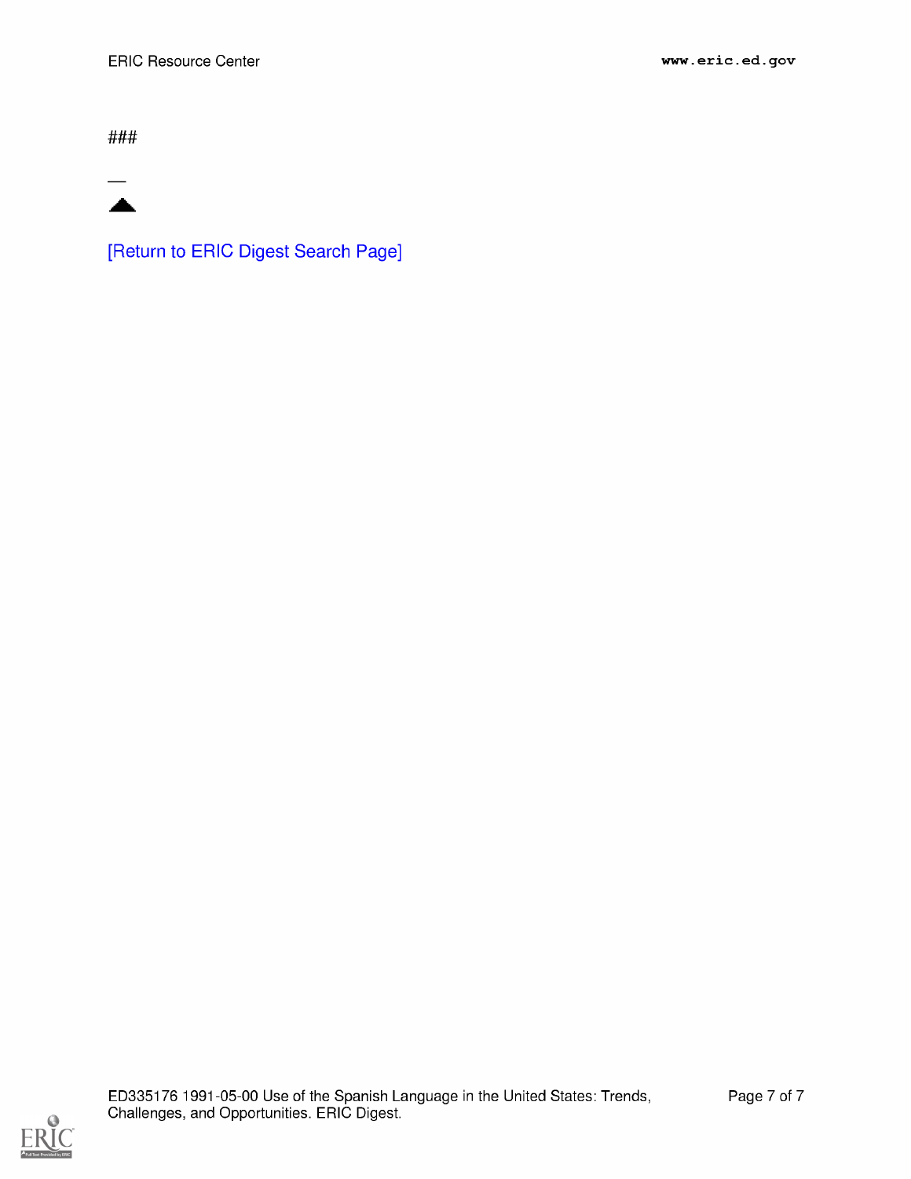###

—

[Return to ERIC Digest Search Page]